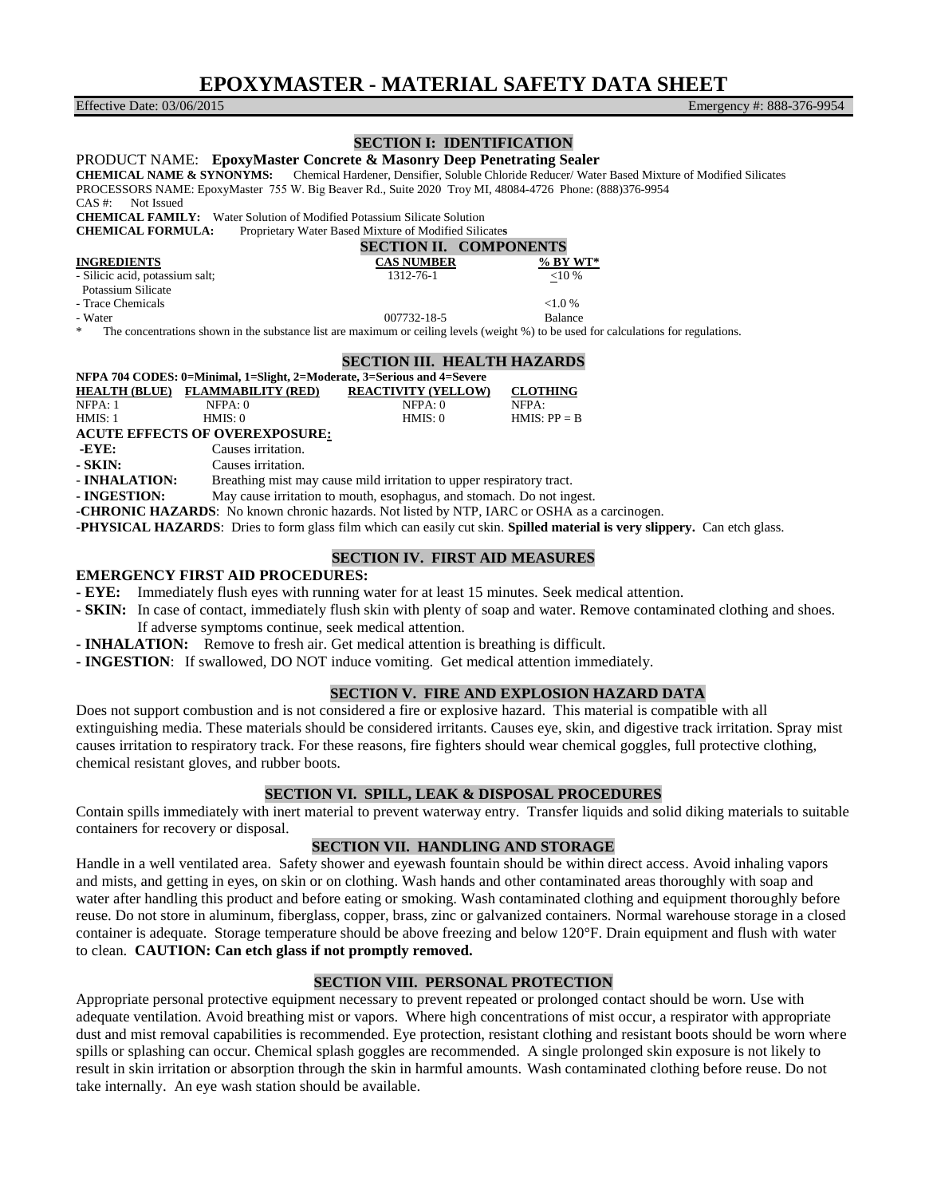# EPOXYMASTER - MATERIAL SAFETY DATA SHEET

Effective Date: 03/06/2015 Emergency #: 888-376-9954

## SECTION I: IDENTIFICATION

PRODUCT NAME: **EpoxyMaster Concrete & Masonry Deep Penetrating Sealer**

**CHEMICAL NAME & SYNONYMS:** Chemical Hardener, Densifier, Soluble Chloride Reducer/ Water Based Mixture of Modified Silicates

PROCESSORS NAME: EpoxyMaster 755 W. Big Beaver Rd., Suite 2020 Troy MI, 48084-4726 Phone: (888)376-9954

CAS #: Not Issued

**CHEMICAL FAMILY:** Water Solution of Modified Potassium Silicate Solution

**CHEMICAL FORMULA:** Proprietary Water Based Mixture of Modified Silicate**s**

## SECTION II. COMPONENTS

| INGREDIENTS | CAS NUMBER | % BY WT* |
|---|---|---|
| - Silicic acid, potassium salt; Potassium Silicate | 1312-76-1 | <u><</u>10 % |
| - Trace Chemicals | | <1.0 % |
| - Water | 007732-18-5 | Balance |

\* The concentrations shown in the substance list are maximum or ceiling levels (weight %) to be used for calculations for regulations.

## SECTION III. HEALTH HAZARDS

**NFPA 704 CODES: 0=Minimal, 1=Slight, 2=Moderate, 3=Serious and 4=Severe**

| HEALTH (BLUE) | FLAMMABILITY (RED) | REACTIVITY (YELLOW) | CLOTHING |
|---|---|---|---|
| NFPA: 1 | NFPA: 0 | NFPA: 0 | NFPA: |
| HMIS: 1 | HMIS: 0 | HMIS: 0 | HMIS: PP = B |

**ACUTE EFFECTS OF OVEREXPOSURE:**

- **-EYE:** Causes irritation.
- **- SKIN:** Causes irritation.
- **- INHALATION:** Breathing mist may cause mild irritation to upper respiratory tract.
- **- INGESTION:** May cause irritation to mouth, esophagus, and stomach. Do not ingest.

-**CHRONIC HAZARDS**: No known chronic hazards. Not listed by NTP, IARC or OSHA as a carcinogen.

-**PHYSICAL HAZARDS**: Dries to form glass film which can easily cut skin. **Spilled material is very slippery.** Can etch glass.

## SECTION IV. FIRST AID MEASURES

**EMERGENCY FIRST AID PROCEDURES:**

- **- EYE:** Immediately flush eyes with running water for at least 15 minutes. Seek medical attention.
- **- SKIN:** In case of contact, immediately flush skin with plenty of soap and water. Remove contaminated clothing and shoes. If adverse symptoms continue, seek medical attention.
- **- INHALATION:** Remove to fresh air. Get medical attention is breathing is difficult.
- **- INGESTION**: If swallowed, DO NOT induce vomiting. Get medical attention immediately.

## SECTION V. FIRE AND EXPLOSION HAZARD DATA

Does not support combustion and is not considered a fire or explosive hazard. This material is compatible with all extinguishing media. These materials should be considered irritants. Causes eye, skin, and digestive track irritation. Spray mist causes irritation to respiratory track. For these reasons, fire fighters should wear chemical goggles, full protective clothing, chemical resistant gloves, and rubber boots.

## SECTION VI. SPILL, LEAK & DISPOSAL PROCEDURES

Contain spills immediately with inert material to prevent waterway entry. Transfer liquids and solid diking materials to suitable containers for recovery or disposal.

## SECTION VII. HANDLING AND STORAGE

Handle in a well ventilated area. Safety shower and eyewash fountain should be within direct access. Avoid inhaling vapors and mists, and getting in eyes, on skin or on clothing. Wash hands and other contaminated areas thoroughly with soap and water after handling this product and before eating or smoking. Wash contaminated clothing and equipment thoroughly before reuse. Do not store in aluminum, fiberglass, copper, brass, zinc or galvanized containers. Normal warehouse storage in a closed container is adequate. Storage temperature should be above freezing and below 120°F. Drain equipment and flush with water to clean. **CAUTION: Can etch glass if not promptly removed.**

## SECTION VIII. PERSONAL PROTECTION

Appropriate personal protective equipment necessary to prevent repeated or prolonged contact should be worn. Use with adequate ventilation. Avoid breathing mist or vapors. Where high concentrations of mist occur, a respirator with appropriate dust and mist removal capabilities is recommended. Eye protection, resistant clothing and resistant boots should be worn where spills or splashing can occur. Chemical splash goggles are recommended. A single prolonged skin exposure is not likely to result in skin irritation or absorption through the skin in harmful amounts. Wash contaminated clothing before reuse. Do not take internally. An eye wash station should be available.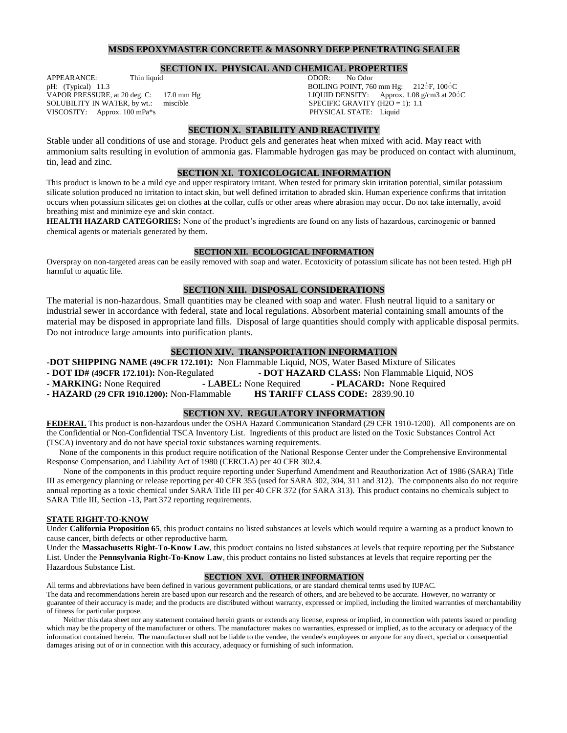## MSDS EPOXYMASTER CONCRETE & MASONRY DEEP PENETRATING SEALER

### SECTION IX. PHYSICAL AND CHEMICAL PROPERTIES

APPEARANCE: Thin liquid
ODOR: No Odor
pH: (Typical) 11.3
BOILING POINT, 760 mm Hg: 212°F, 100°C
VAPOR PRESSURE, at 20 deg. C: 17.0 mm Hg
LIQUID DENSITY: Approx. 1.08 g/cm3 at 20°C
SOLUBILITY IN WATER, by wt.: miscible
SPECIFIC GRAVITY ($H_2O$ = 1): 1.1
VISCOSITY: Approx. 100 mPa*s
PHYSICAL STATE: Liquid

### SECTION X. STABILITY AND REACTIVITY

Stable under all conditions of use and storage. Product gels and generates heat when mixed with acid. May react with ammonium salts resulting in evolution of ammonia gas. Flammable hydrogen gas may be produced on contact with aluminum, tin, lead and zinc.

### SECTION XI. TOXICOLOGICAL INFORMATION

This product is known to be a mild eye and upper respiratory irritant. When tested for primary skin irritation potential, similar potassium silicate solution produced no irritation to intact skin, but well defined irritation to abraded skin. Human experience confirms that irritation occurs when potassium silicates get on clothes at the collar, cuffs or other areas where abrasion may occur. Do not take internally, avoid breathing mist and minimize eye and skin contact.

**HEALTH HAZARD CATEGORIES:** None of the product's ingredients are found on any lists of hazardous, carcinogenic or banned chemical agents or materials generated by them.

### SECTION XII. ECOLOGICAL INFORMATION

Overspray on non-targeted areas can be easily removed with soap and water. Ecotoxicity of potassium silicate has not been tested. High pH harmful to aquatic life.

### SECTION XIII. DISPOSAL CONSIDERATIONS

The material is non-hazardous. Small quantities may be cleaned with soap and water. Flush neutral liquid to a sanitary or industrial sewer in accordance with federal, state and local regulations. Absorbent material containing small amounts of the material may be disposed in appropriate land fills. Disposal of large quantities should comply with applicable disposal permits. Do not introduce large amounts into purification plants.

### SECTION XIV. TRANSPORTATION INFORMATION

-**DOT SHIPPING NAME (49CFR 172.101):** Non Flammable Liquid, NOS, Water Based Mixture of Silicates
- **DOT ID# (49CFR 172.101):** Non-Regulated - **DOT HAZARD CLASS:** Non Flammable Liquid, NOS
- **MARKING:** None Required - **LABEL:** None Required - **PLACARD:** None Required
- **HAZARD (29 CFR 1910.1200):** Non-Flammable **HS TARIFF CLASS CODE:** 2839.90.10

### SECTION XV. REGULATORY INFORMATION

**FEDERAL** This product is non-hazardous under the OSHA Hazard Communication Standard (29 CFR 1910-1200). All components are on the Confidential or Non-Confidential TSCA Inventory List. Ingredients of this product are listed on the Toxic Substances Control Act (TSCA) inventory and do not have special toxic substances warning requirements.

None of the components in this product require notification of the National Response Center under the Comprehensive Environmental Response Compensation, and Liability Act of 1980 (CERCLA) per 40 CFR 302.4.

None of the components in this product require reporting under Superfund Amendment and Reauthorization Act of 1986 (SARA) Title III as emergency planning or release reporting per 40 CFR 355 (used for SARA 302, 304, 311 and 312). The components also do not require annual reporting as a toxic chemical under SARA Title III per 40 CFR 372 (for SARA 313). This product contains no chemicals subject to SARA Title III, Section -13, Part 372 reporting requirements.

**STATE RIGHT-TO-KNOW**

Under **California Proposition 65**, this product contains no listed substances at levels which would require a warning as a product known to cause cancer, birth defects or other reproductive harm.

Under the **Massachusetts Right-To-Know Law**, this product contains no listed substances at levels that require reporting per the Substance List. Under the **Pennsylvania Right-To-Know Law**, this product contains no listed substances at levels that require reporting per the Hazardous Substance List.

### SECTION XVI. OTHER INFORMATION

All terms and abbreviations have been defined in various government publications, or are standard chemical terms used by IUPAC.
The data and recommendations herein are based upon our research and the research of others, and are believed to be accurate. However, no warranty or guarantee of their accuracy is made; and the products are distributed without warranty, expressed or implied, including the limited warranties of merchantability of fitness for particular purpose.

Neither this data sheet nor any statement contained herein grants or extends any license, express or implied, in connection with patents issued or pending which may be the property of the manufacturer or others. The manufacturer makes no warranties, expressed or implied, as to the accuracy or adequacy of the information contained herein. The manufacturer shall not be liable to the vendee, the vendee's employees or anyone for any direct, special or consequential damages arising out of or in connection with this accuracy, adequacy or furnishing of such information.